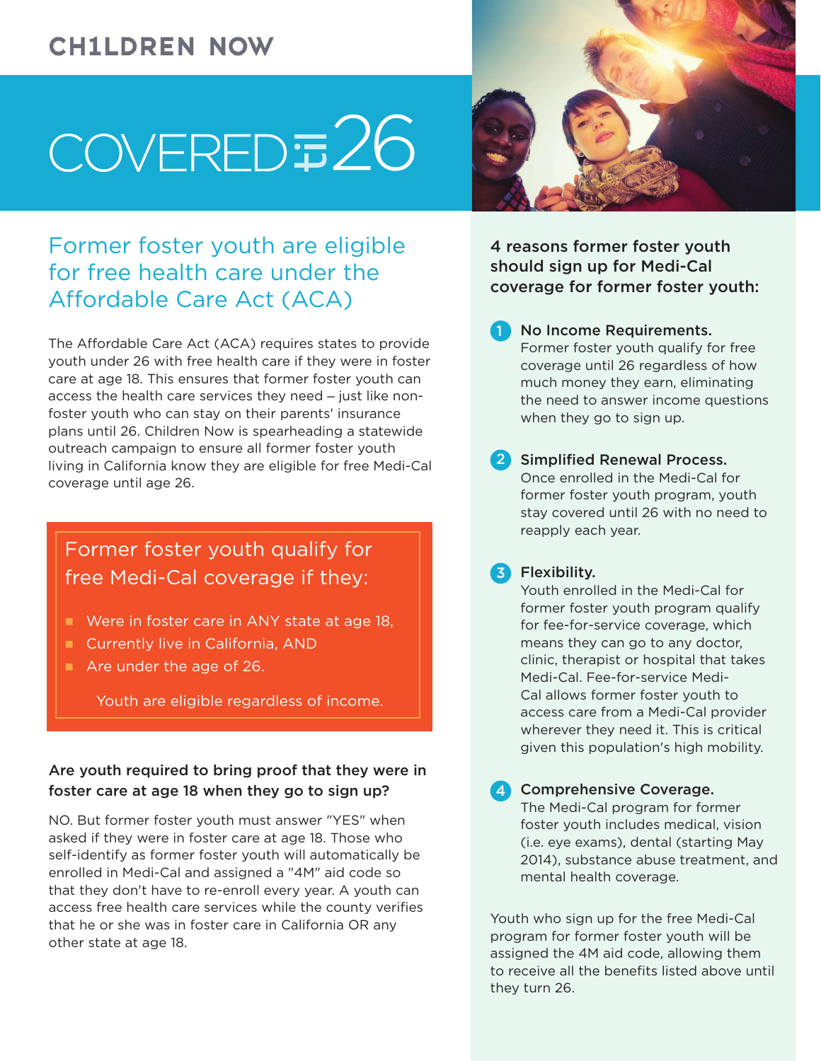CH1LDREN NOW

# COVERED ’TIL 26

## Former foster youth are eligible for free health care under the Affordable Care Act (ACA)

The Affordable Care Act (ACA) requires states to provide youth under 26 with free health care if they were in foster care at age 18. This ensures that former foster youth can access the health care services they need – just like non-foster youth who can stay on their parents' insurance plans until 26. Children Now is spearheading a statewide outreach campaign to ensure all former foster youth living in California know they are eligible for free Medi-Cal coverage until age 26.

### Former foster youth qualify for free Medi-Cal coverage if they:

- Were in foster care in ANY state at age 18,
- Currently live in California, AND
- Are under the age of 26.

Youth are eligible regardless of income.

**Are youth required to bring proof that they were in foster care at age 18 when they go to sign up?**

NO. But former foster youth must answer "YES" when asked if they were in foster care at age 18. Those who self-identify as former foster youth will automatically be enrolled in Medi-Cal and assigned a "4M" aid code so that they don't have to re-enroll every year. A youth can access free health care services while the county verifies that he or she was in foster care in California OR any other state at age 18.

**4 reasons former foster youth should sign up for Medi-Cal coverage for former foster youth:**

1. **No Income Requirements.** Former foster youth qualify for free coverage until 26 regardless of how much money they earn, eliminating the need to answer income questions when they go to sign up.

2. **Simplified Renewal Process.** Once enrolled in the Medi-Cal for former foster youth program, youth stay covered until 26 with no need to reapply each year.

3. **Flexibility.** Youth enrolled in the Medi-Cal for former foster youth program qualify for fee-for-service coverage, which means they can go to any doctor, clinic, therapist or hospital that takes Medi-Cal. Fee-for-service Medi-Cal allows former foster youth to access care from a Medi-Cal provider wherever they need it. This is critical given this population's high mobility.

4. **Comprehensive Coverage.** The Medi-Cal program for former foster youth includes medical, vision (i.e. eye exams), dental (starting May 2014), substance abuse treatment, and mental health coverage.

Youth who sign up for the free Medi-Cal program for former foster youth will be assigned the 4M aid code, allowing them to receive all the benefits listed above until they turn 26.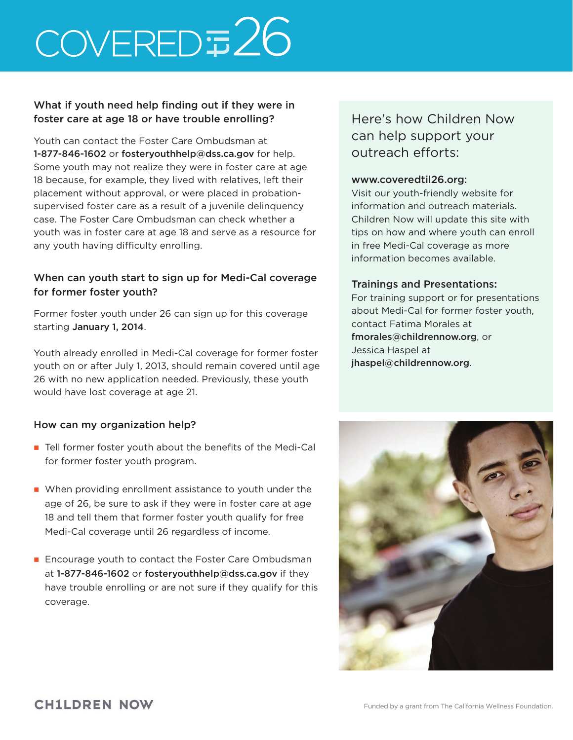# COVERED til 26

### What if youth need help finding out if they were in foster care at age 18 or have trouble enrolling?

Youth can contact the Foster Care Ombudsman at **1-877-846-1602** or **fosteryouthhelp@dss.ca.gov** for help. Some youth may not realize they were in foster care at age 18 because, for example, they lived with relatives, left their placement without approval, or were placed in probation-supervised foster care as a result of a juvenile delinquency case. The Foster Care Ombudsman can check whether a youth was in foster care at age 18 and serve as a resource for any youth having difficulty enrolling.

### When can youth start to sign up for Medi-Cal coverage for former foster youth?

Former foster youth under 26 can sign up for this coverage starting **January 1, 2014**.

Youth already enrolled in Medi-Cal coverage for former foster youth on or after July 1, 2013, should remain covered until age 26 with no new application needed. Previously, these youth would have lost coverage at age 21.

### How can my organization help?

- Tell former foster youth about the benefits of the Medi-Cal for former foster youth program.
- When providing enrollment assistance to youth under the age of 26, be sure to ask if they were in foster care at age 18 and tell them that former foster youth qualify for free Medi-Cal coverage until 26 regardless of income.
- Encourage youth to contact the Foster Care Ombudsman at **1-877-846-1602** or **fosteryouthhelp@dss.ca.gov** if they have trouble enrolling or are not sure if they qualify for this coverage.

## Here's how Children Now can help support your outreach efforts:

**www.coveredtil26.org:**
Visit our youth-friendly website for information and outreach materials. Children Now will update this site with tips on how and where youth can enroll in free Medi-Cal coverage as more information becomes available.

**Trainings and Presentations:**
For training support or for presentations about Medi-Cal for former foster youth, contact Fatima Morales at **fmorales@childrennow.org**, or Jessica Haspel at **jhaspel@childrennow.org**.

CHILDREN NOW

Funded by a grant from The California Wellness Foundation.